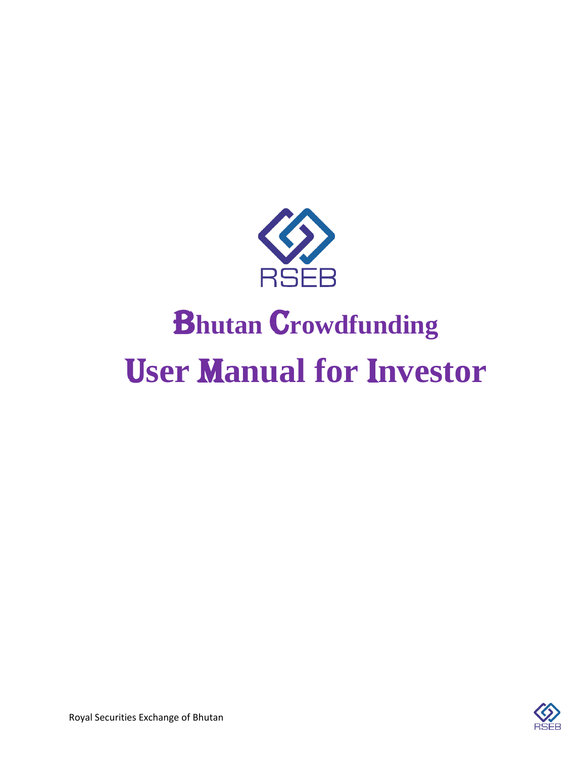RSEB

# Bhutan Crowdfunding

# User Manual for Investor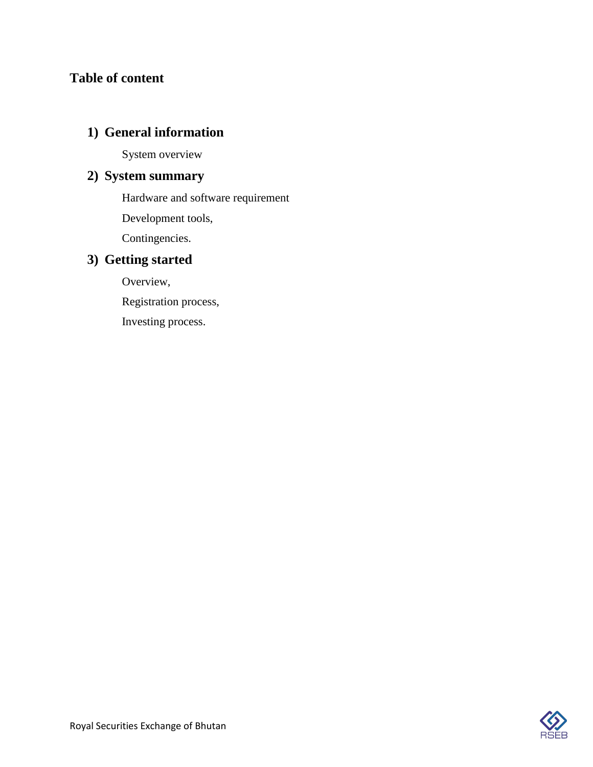# Table of content

## 1) General information

System overview

## 2) System summary

Hardware and software requirement

Development tools,

Contingencies.

## 3) Getting started

Overview,

Registration process,

Investing process.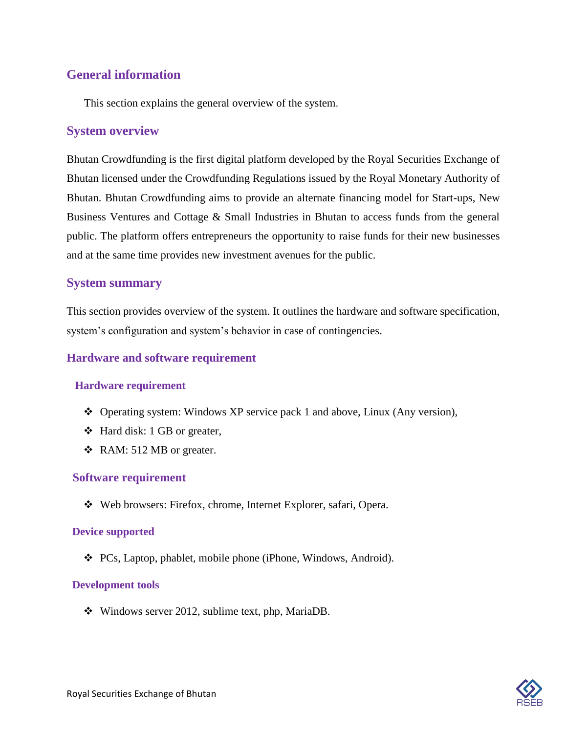# General information

This section explains the general overview of the system.

## System overview

Bhutan Crowdfunding is the first digital platform developed by the Royal Securities Exchange of Bhutan licensed under the Crowdfunding Regulations issued by the Royal Monetary Authority of Bhutan. Bhutan Crowdfunding aims to provide an alternate financing model for Start-ups, New Business Ventures and Cottage & Small Industries in Bhutan to access funds from the general public. The platform offers entrepreneurs the opportunity to raise funds for their new businesses and at the same time provides new investment avenues for the public.

## System summary

This section provides overview of the system. It outlines the hardware and software specification, system's configuration and system's behavior in case of contingencies.

## Hardware and software requirement

### Hardware requirement

- Operating system: Windows XP service pack 1 and above, Linux (Any version),
- Hard disk: 1 GB or greater,
- RAM: 512 MB or greater.

### Software requirement

- Web browsers: Firefox, chrome, Internet Explorer, safari, Opera.

### Device supported

- PCs, Laptop, phablet, mobile phone (iPhone, Windows, Android).

### Development tools

- Windows server 2012, sublime text, php, MariaDB.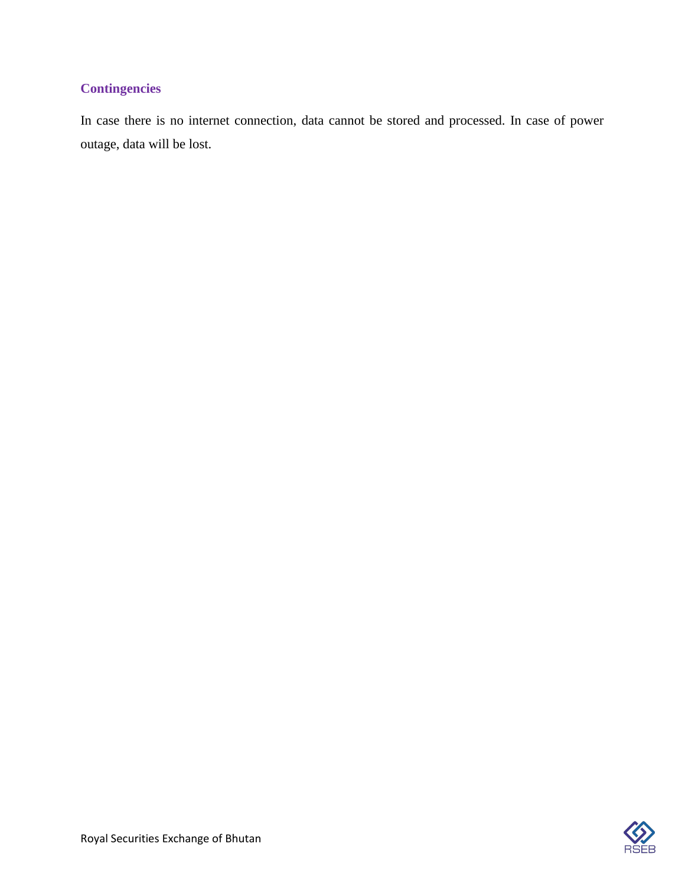### Contingencies

In case there is no internet connection, data cannot be stored and processed. In case of power outage, data will be lost.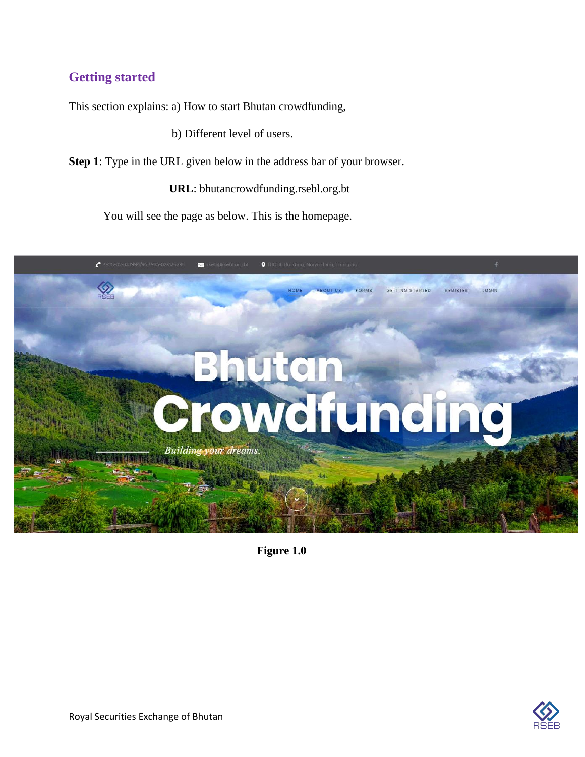## Getting started

This section explains: a) How to start Bhutan crowdfunding,

b) Different level of users.

**Step 1**: Type in the URL given below in the address bar of your browser.

**URL**: bhutancrowdfunding.rsebl.org.bt

You will see the page as below. This is the homepage.

**Figure 1.0**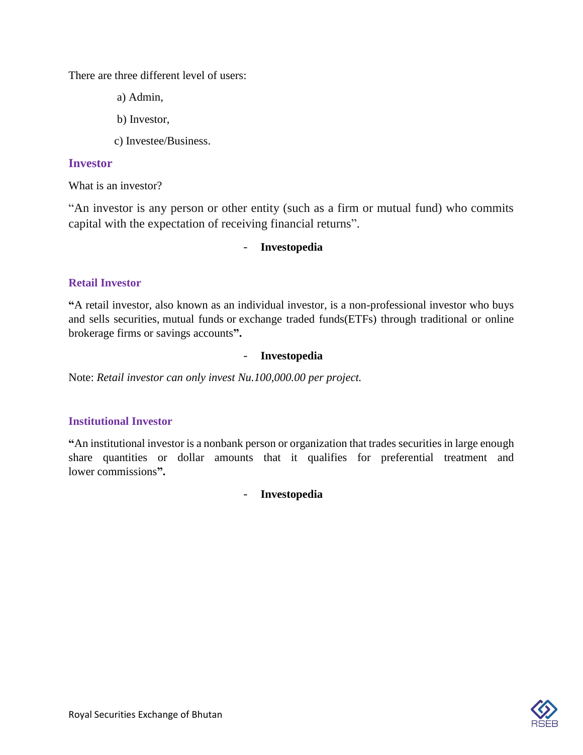There are three different level of users:

a) Admin,

b) Investor,

c) Investee/Business.

## Investor

What is an investor?

"An investor is any person or other entity (such as a firm or mutual fund) who commits capital with the expectation of receiving financial returns".

- **Investopedia**

## Retail Investor

**"**A retail investor, also known as an individual investor, is a non-professional investor who buys and sells securities, mutual funds or exchange traded funds(ETFs) through traditional or online brokerage firms or savings accounts**".**

- **Investopedia**

Note: *Retail investor can only invest Nu.100,000.00 per project.*

## Institutional Investor

**"**An institutional investor is a nonbank person or organization that trades securities in large enough share quantities or dollar amounts that it qualifies for preferential treatment and lower commissions**".**

- **Investopedia**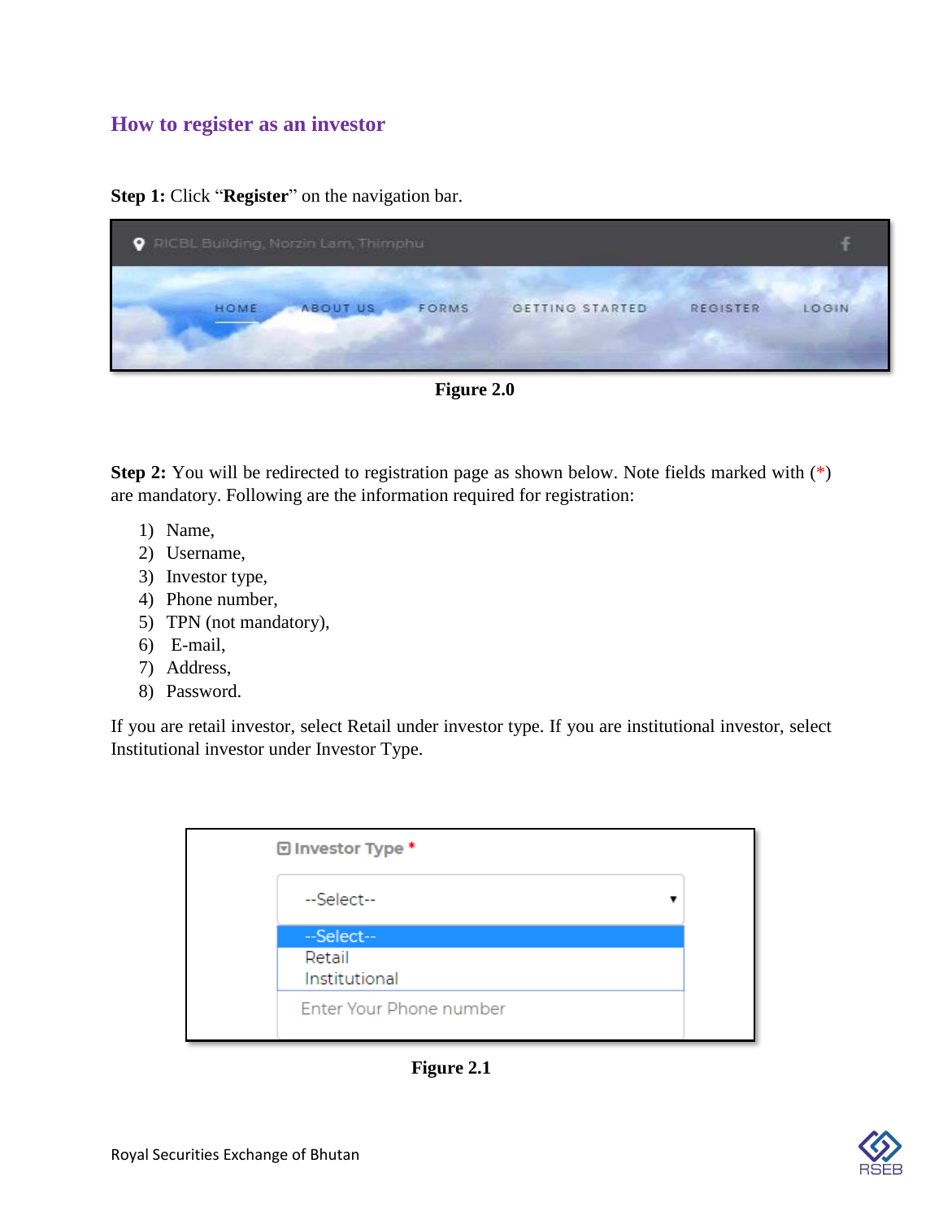## How to register as an investor

**Step 1:** Click "**Register**" on the navigation bar.

**Figure 2.0**

**Step 2:** You will be redirected to registration page as shown below. Note fields marked with (*) are mandatory. Following are the information required for registration:

1) Name,
2) Username,
3) Investor type,
4) Phone number,
5) TPN (not mandatory),
6) E-mail,
7) Address,
8) Password.

If you are retail investor, select Retail under investor type. If you are institutional investor, select Institutional investor under Investor Type.

**Figure 2.1**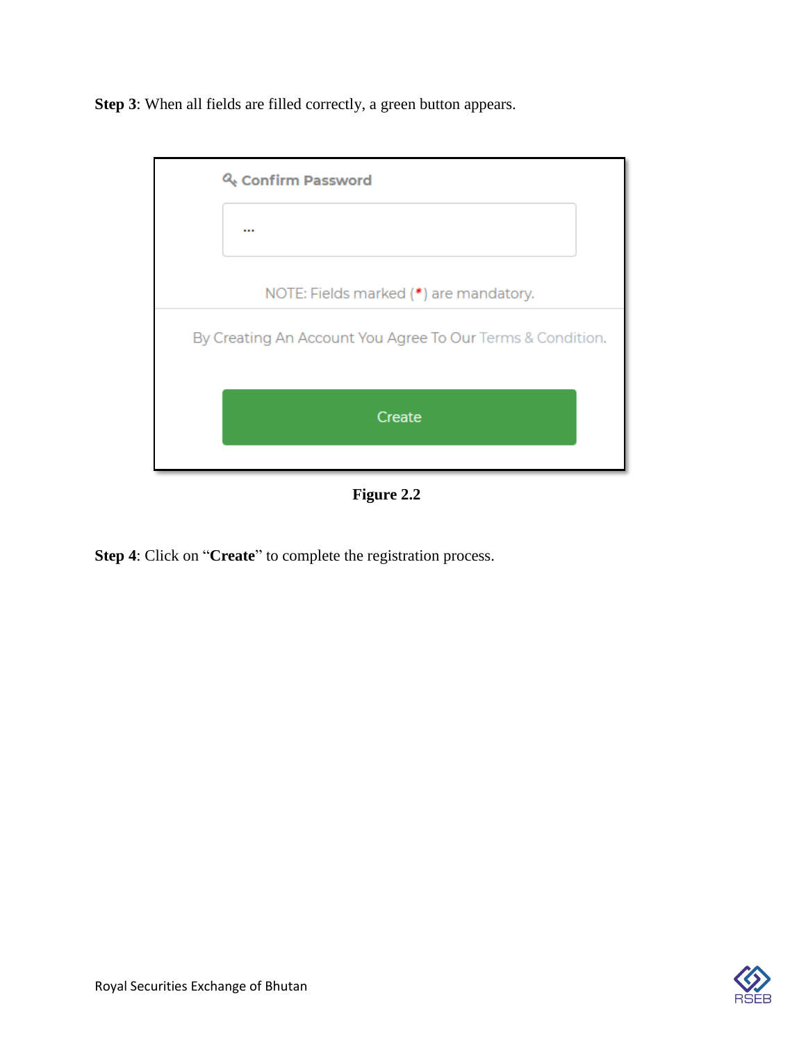**Step 3**: When all fields are filled correctly, a green button appears.

Confirm Password

...

NOTE: Fields marked (*) are mandatory.

By Creating An Account You Agree To Our Terms & Condition.

Create

**Figure 2.2**

**Step 4**: Click on "**Create**" to complete the registration process.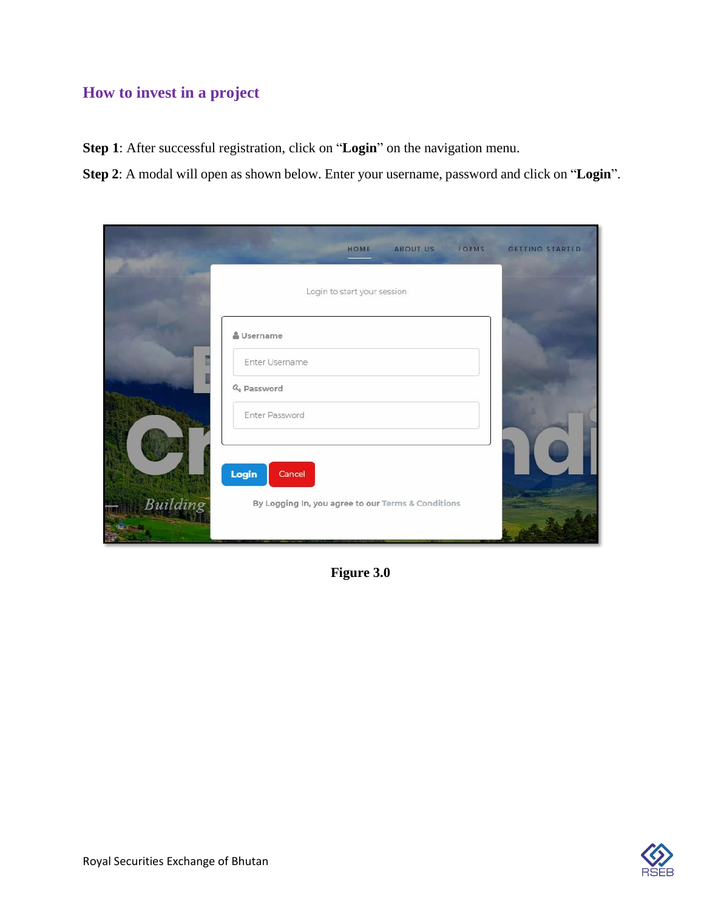## How to invest in a project

**Step 1**: After successful registration, click on "**Login**" on the navigation menu.

**Step 2**: A modal will open as shown below. Enter your username, password and click on "**Login**".

**Figure 3.0**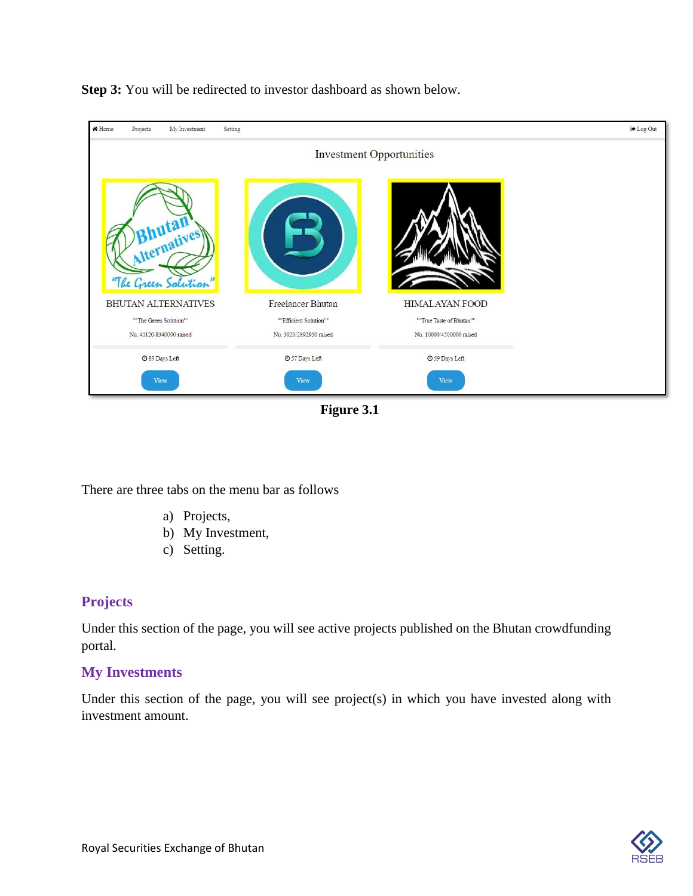**Step 3:** You will be redirected to investor dashboard as shown below.

**Figure 3.1**

There are three tabs on the menu bar as follows

a) Projects,
b) My Investment,
c) Setting.

## Projects

Under this section of the page, you will see active projects published on the Bhutan crowdfunding portal.

## My Investments

Under this section of the page, you will see project(s) in which you have invested along with investment amount.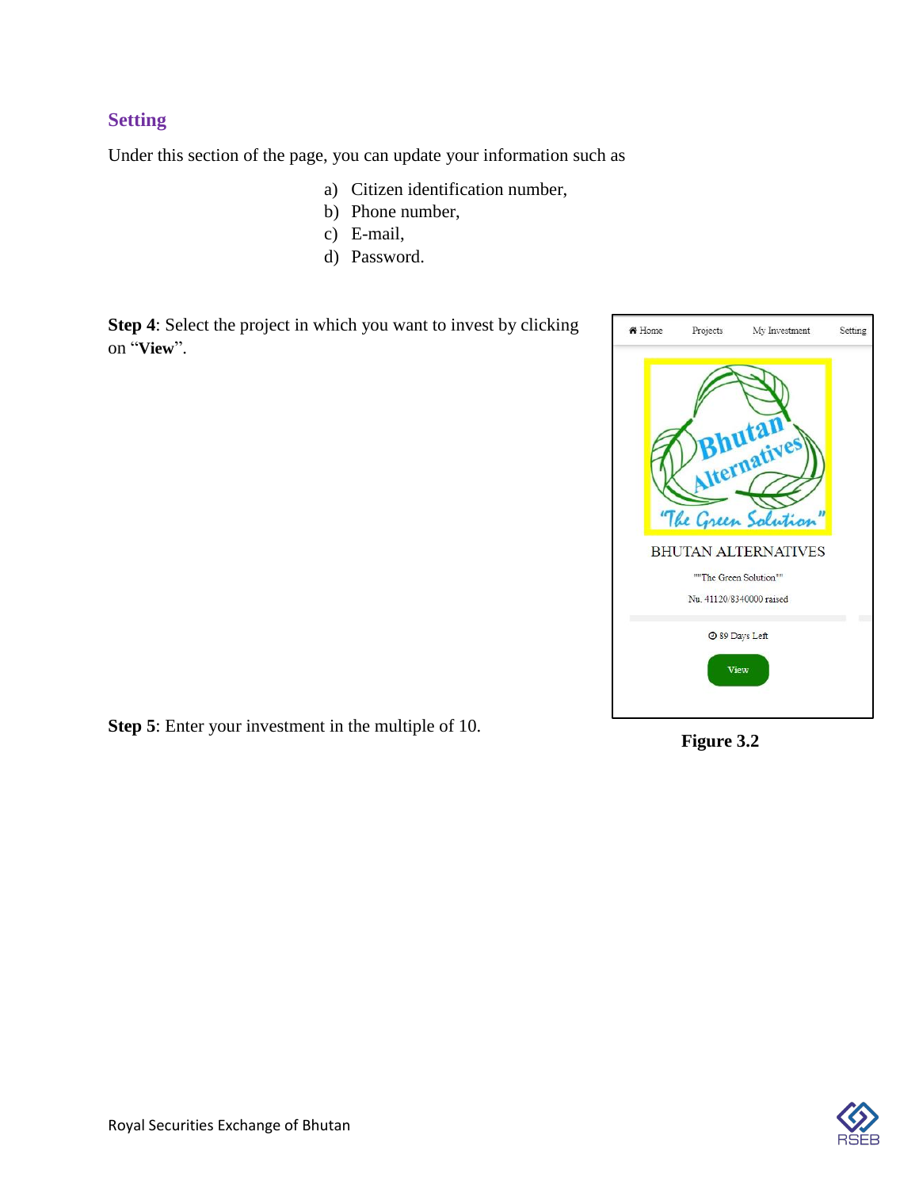## Setting

Under this section of the page, you can update your information such as

a) Citizen identification number,
b) Phone number,
c) E-mail,
d) Password.

**Step 4**: Select the project in which you want to invest by clicking on "**View**".

**Step 5**: Enter your investment in the multiple of 10.

**Figure 3.2**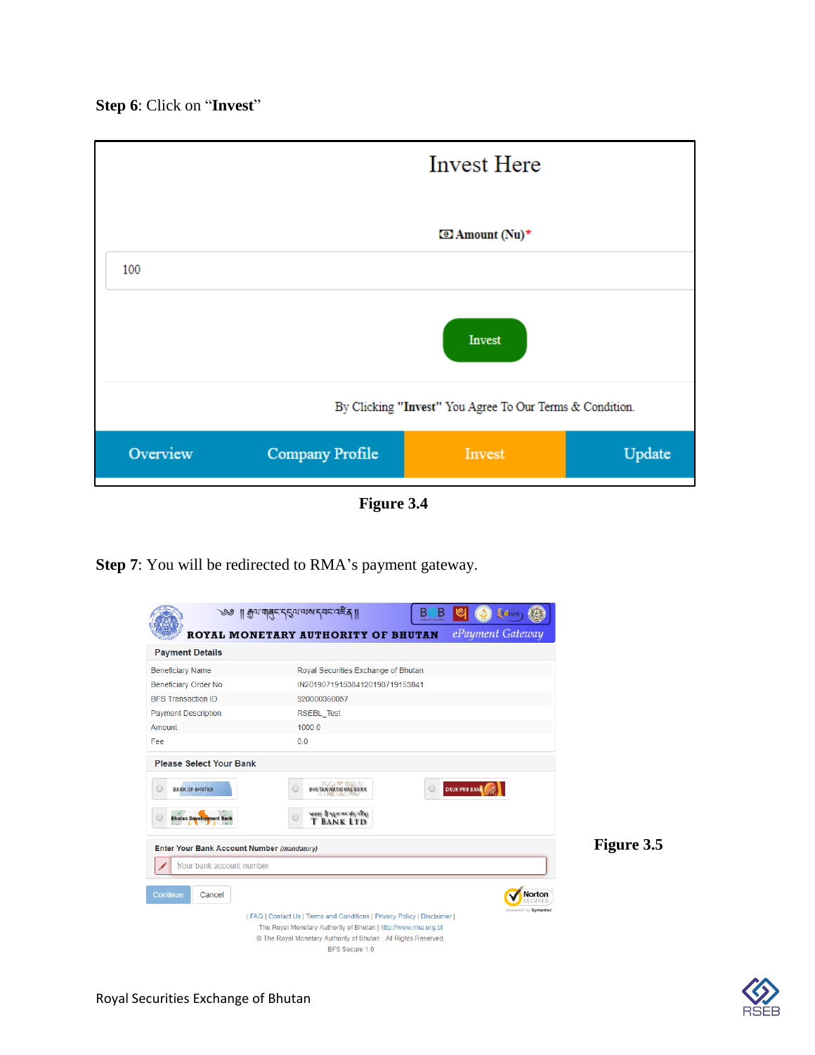**Step 6**: Click on "**Invest**"

Invest Here

Amount (Nu)*

100

Invest

By Clicking "**Invest**" You Agree To Our Terms & Condition.

Overview | Company Profile | Invest | Update

**Figure 3.4**

**Step 7**: You will be redirected to RMA's payment gateway.

ROYAL MONETARY AUTHORITY OF BHUTAN — *ePayment Gateway*

**Payment Details**

| | |
|---|---|
| Beneficiary Name | Royal Securities Exchange of Bhutan |
| Beneficiary Order No | IN20190719153841201907191538 41 |
| BFS Transaction ID | 920000360057 |
| Payment Description | RSEBL_Test |
| Amount | 1000.0 |
| Fee | 0.0 |

**Please Select Your Bank**

BANK OF BHUTAN | BHUTAN NATIONAL BANK | DRUK PNB BANK | Bhutan Development Bank | T BANK LTD

**Enter Your Bank Account Number** *(mandatory)*

Your bank account number

Continue | Cancel

| FAQ | Contact Us | Terms and Conditions | Privacy Policy | Disclaimer |
The Royal Monetary Authority of Bhutan | http://www.rma.org.bt
© The Royal Monetary Authority of Bhutan . All Rights Reserved.
BFS Secure 1.0

**Figure 3.5**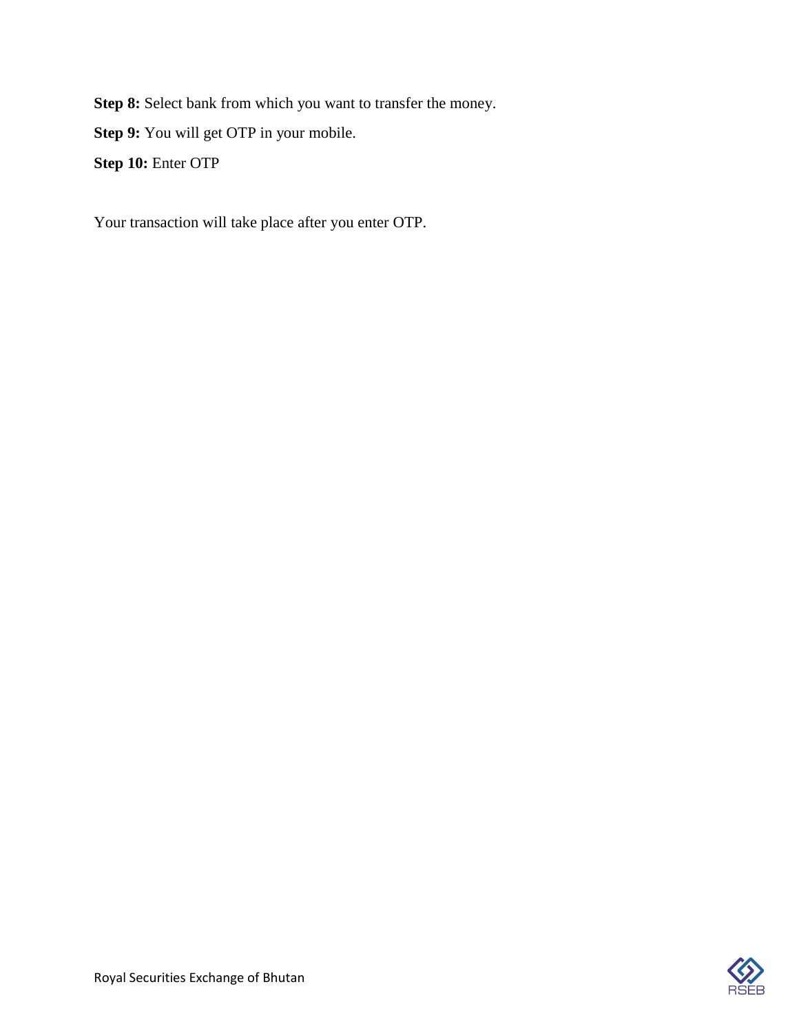**Step 8:** Select bank from which you want to transfer the money.

**Step 9:** You will get OTP in your mobile.

**Step 10:** Enter OTP

Your transaction will take place after you enter OTP.